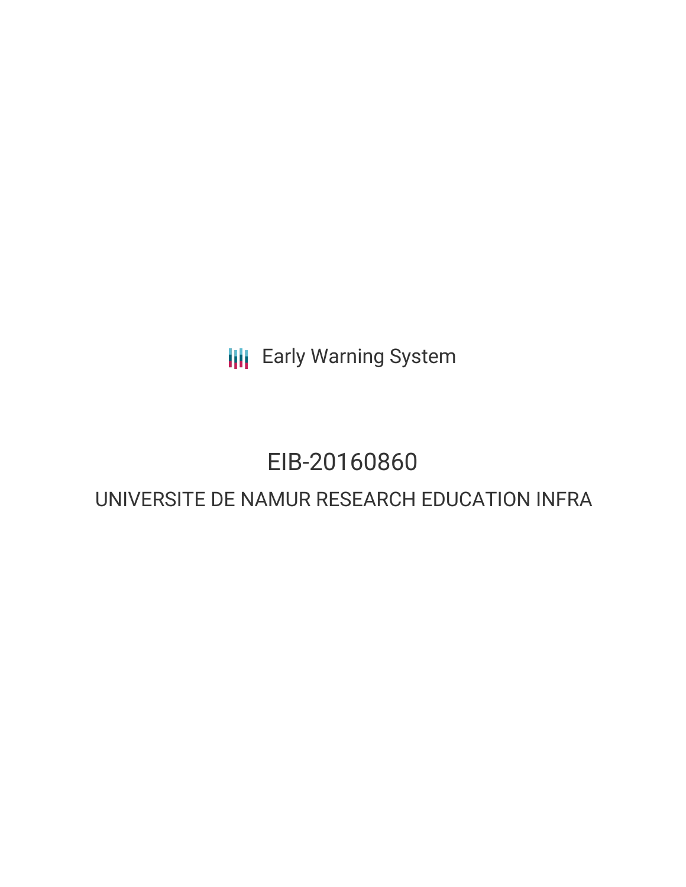Early Warning System

# EIB-20160860

## UNIVERSITE DE NAMUR RESEARCH EDUCATION INFRA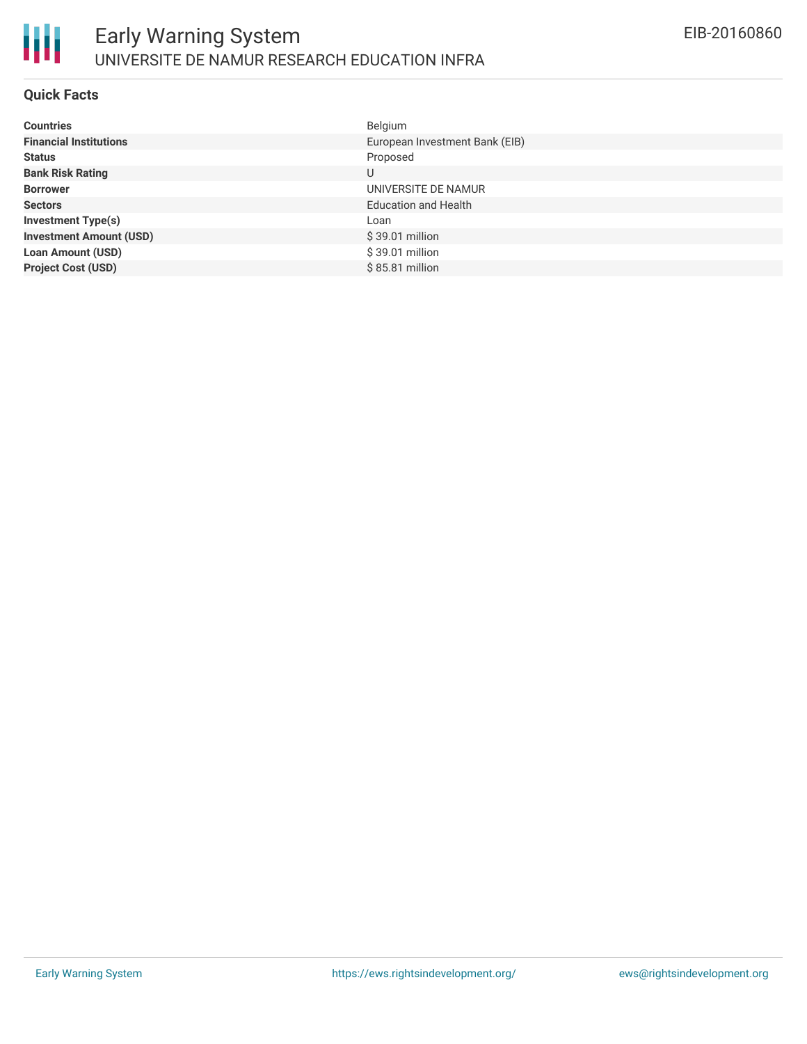## Quick Facts

| | |
|---|---|
| **Countries** | Belgium |
| **Financial Institutions** | European Investment Bank (EIB) |
| **Status** | Proposed |
| **Bank Risk Rating** | U |
| **Borrower** | UNIVERSITE DE NAMUR |
| **Sectors** | Education and Health |
| **Investment Type(s)** | Loan |
| **Investment Amount (USD)** | $ 39.01 million |
| **Loan Amount (USD)** | $ 39.01 million |
| **Project Cost (USD)** | $ 85.81 million |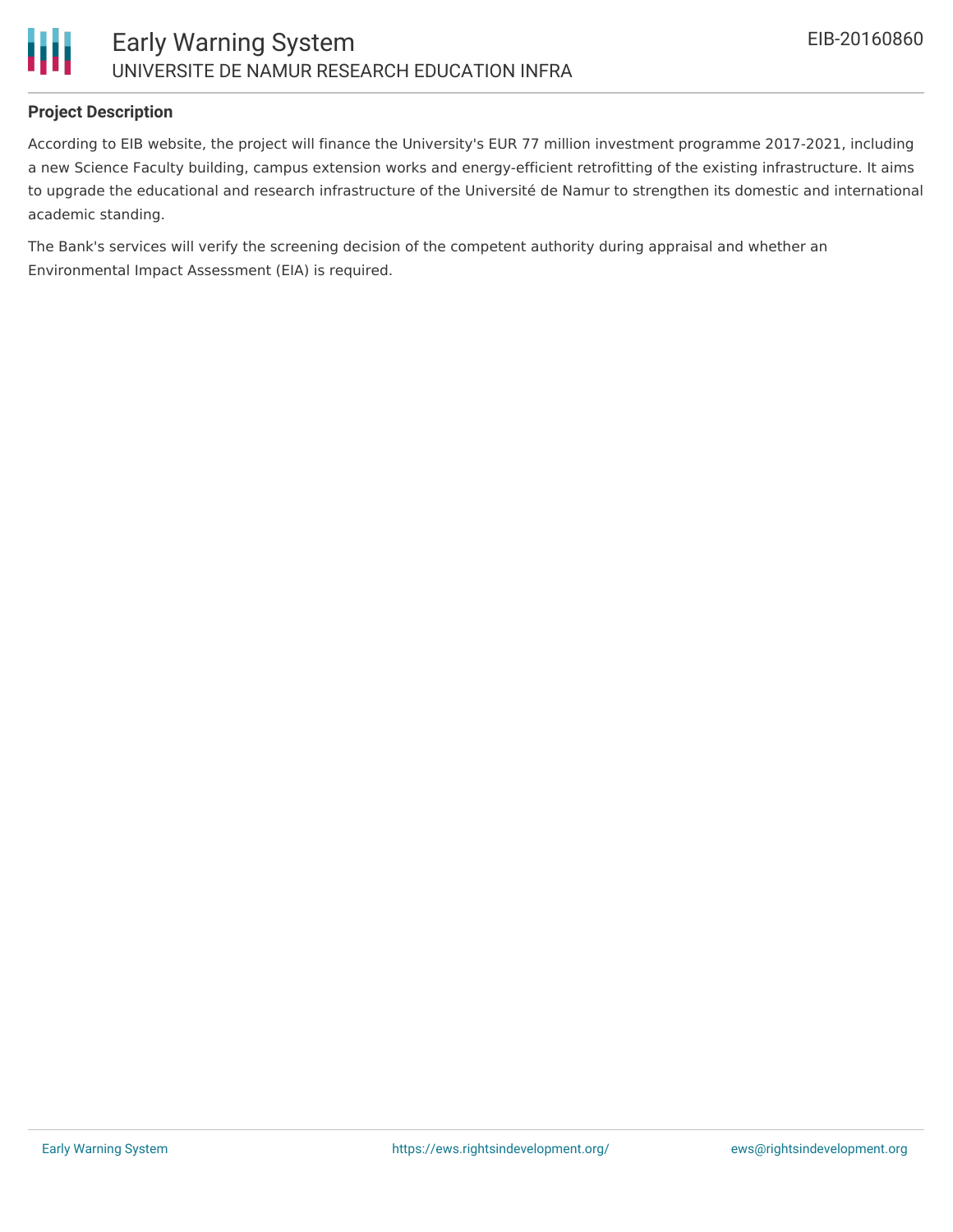### Project Description

According to EIB website, the project will finance the University's EUR 77 million investment programme 2017-2021, including a new Science Faculty building, campus extension works and energy-efficient retrofitting of the existing infrastructure. It aims to upgrade the educational and research infrastructure of the Université de Namur to strengthen its domestic and international academic standing.

The Bank's services will verify the screening decision of the competent authority during appraisal and whether an Environmental Impact Assessment (EIA) is required.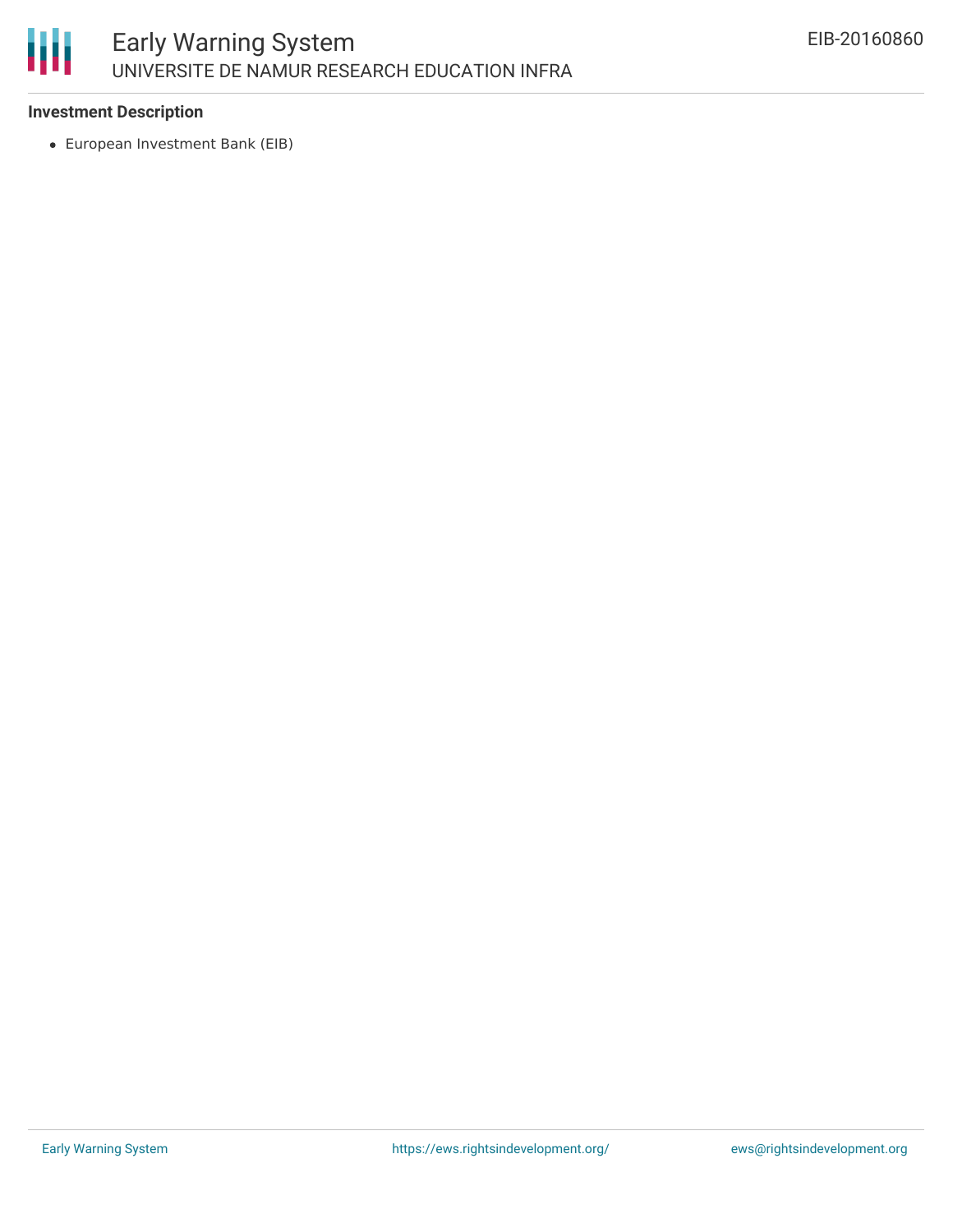**Investment Description**

- European Investment Bank (EIB)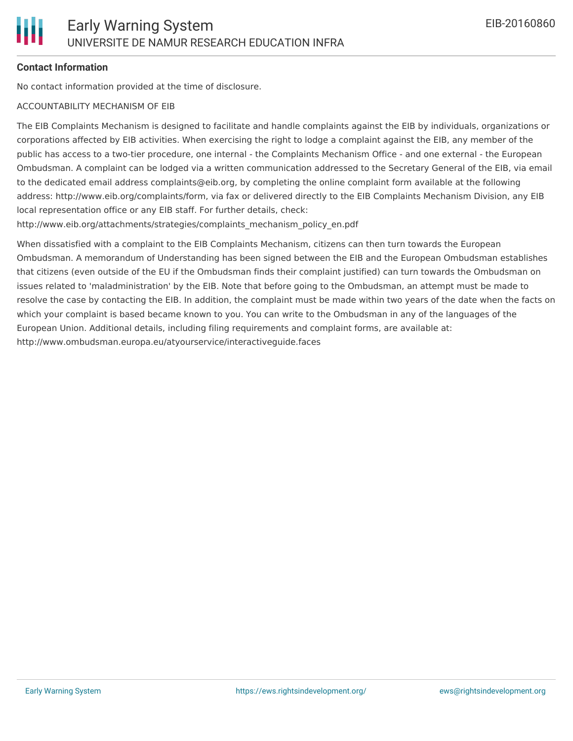**Contact Information**

No contact information provided at the time of disclosure.

ACCOUNTABILITY MECHANISM OF EIB

The EIB Complaints Mechanism is designed to facilitate and handle complaints against the EIB by individuals, organizations or corporations affected by EIB activities. When exercising the right to lodge a complaint against the EIB, any member of the public has access to a two-tier procedure, one internal - the Complaints Mechanism Office - and one external - the European Ombudsman. A complaint can be lodged via a written communication addressed to the Secretary General of the EIB, via email to the dedicated email address complaints@eib.org, by completing the online complaint form available at the following address: http://www.eib.org/complaints/form, via fax or delivered directly to the EIB Complaints Mechanism Division, any EIB local representation office or any EIB staff. For further details, check: http://www.eib.org/attachments/strategies/complaints_mechanism_policy_en.pdf

When dissatisfied with a complaint to the EIB Complaints Mechanism, citizens can then turn towards the European Ombudsman. A memorandum of Understanding has been signed between the EIB and the European Ombudsman establishes that citizens (even outside of the EU if the Ombudsman finds their complaint justified) can turn towards the Ombudsman on issues related to 'maladministration' by the EIB. Note that before going to the Ombudsman, an attempt must be made to resolve the case by contacting the EIB. In addition, the complaint must be made within two years of the date when the facts on which your complaint is based became known to you. You can write to the Ombudsman in any of the languages of the European Union. Additional details, including filing requirements and complaint forms, are available at: http://www.ombudsman.europa.eu/atyourservice/interactiveguide.faces